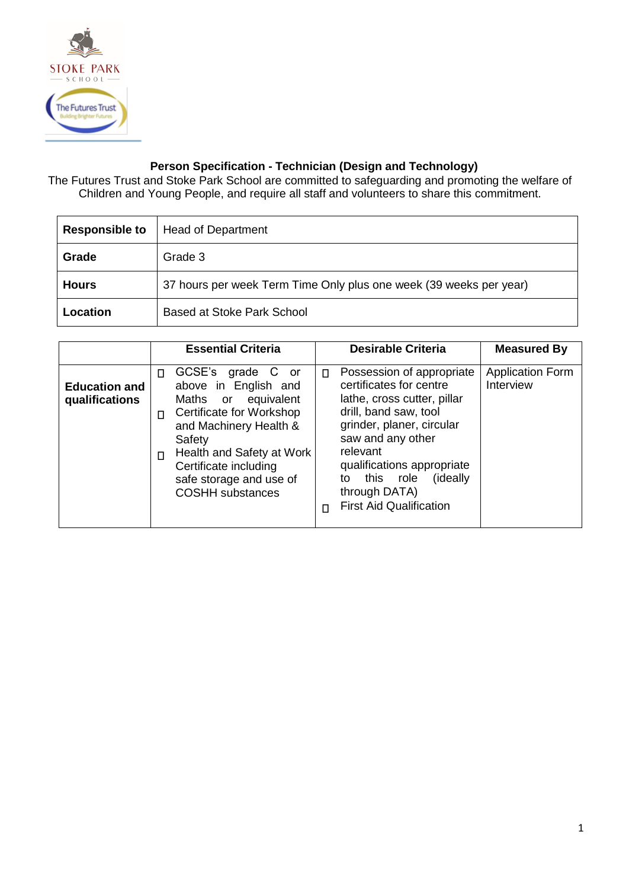## Person Specification - Technician (Design and Technology)

The Futures Trust and Stoke Park School are committed to safeguarding and promoting the welfare of Children and Young People, and require all staff and volunteers to share this commitment.

| **Responsible to** | Head of Department |
|---|---|
| **Grade** | Grade 3 |
| **Hours** | 37 hours per week Term Time Only plus one week (39 weeks per year) |
| **Location** | Based at Stoke Park School |

| | Essential Criteria | Desirable Criteria | Measured By |
|---|---|---|---|
| **Education and qualifications** | • GCSE's grade C or above in English and Maths or equivalent<br>• Certificate for Workshop and Machinery Health & Safety<br>• Health and Safety at Work Certificate including safe storage and use of COSHH substances | • Possession of appropriate certificates for centre lathe, cross cutter, pillar drill, band saw, tool grinder, planer, circular saw and any other relevant qualifications appropriate to this role (ideally through DATA)<br>• First Aid Qualification | Application Form<br>Interview |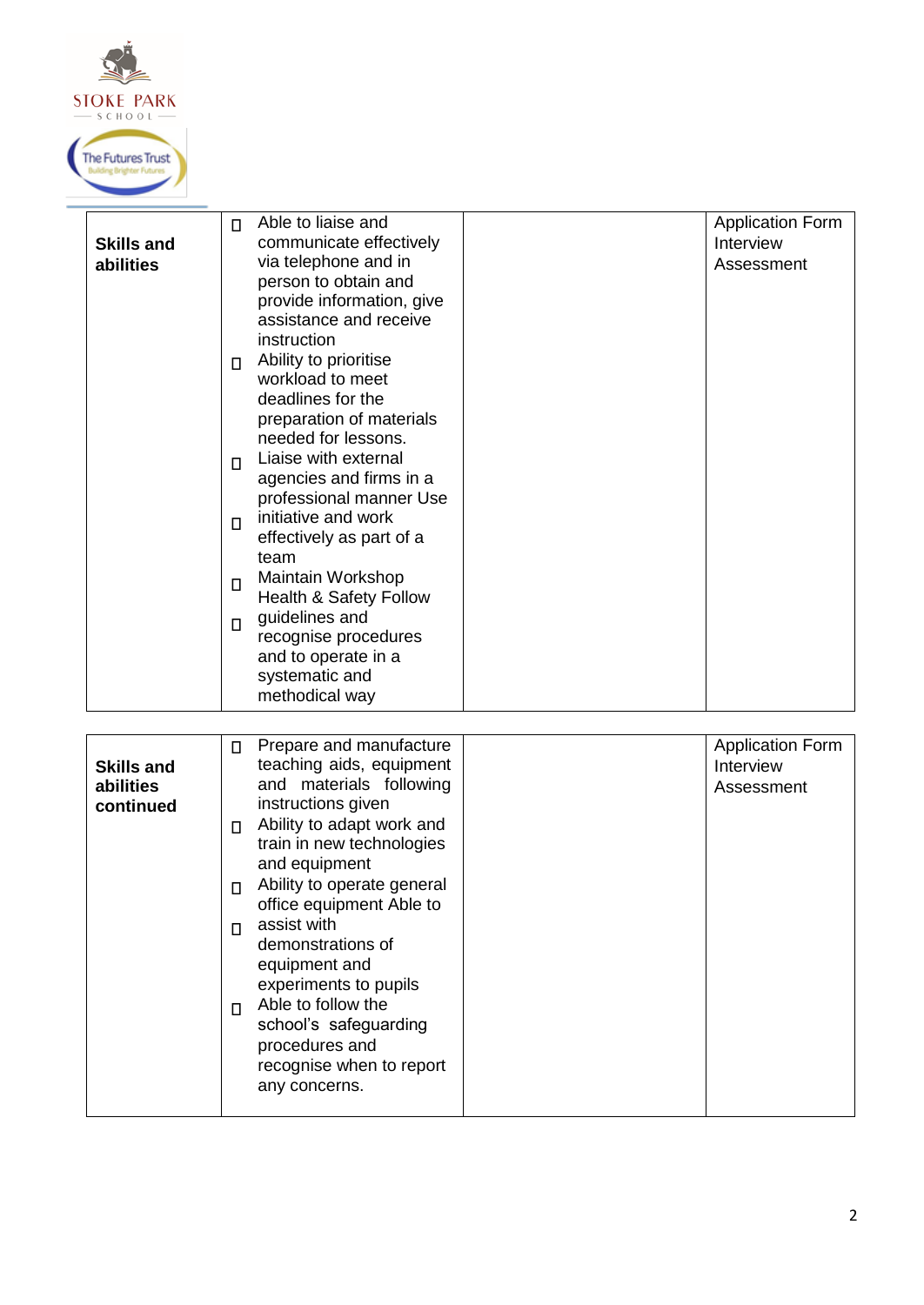| | | | |
|---|---|---|---|
| **Skills and abilities** | ▯ Able to liaise and communicate effectively via telephone and in person to obtain and provide information, give assistance and receive instruction<br>▯ Ability to prioritise workload to meet deadlines for the preparation of materials needed for lessons.<br>▯ Liaise with external agencies and firms in a professional manner Use<br>▯ initiative and work effectively as part of a team<br>▯ Maintain Workshop Health & Safety Follow<br>▯ guidelines and recognise procedures and to operate in a systematic and methodical way | | Application Form<br>Interview<br>Assessment |

| | | | |
|---|---|---|---|
| **Skills and abilities continued** | ▯ Prepare and manufacture teaching aids, equipment and materials following instructions given<br>▯ Ability to adapt work and train in new technologies and equipment<br>▯ Ability to operate general office equipment Able to<br>▯ assist with demonstrations of equipment and experiments to pupils<br>▯ Able to follow the school's safeguarding procedures and recognise when to report any concerns. | | Application Form<br>Interview<br>Assessment |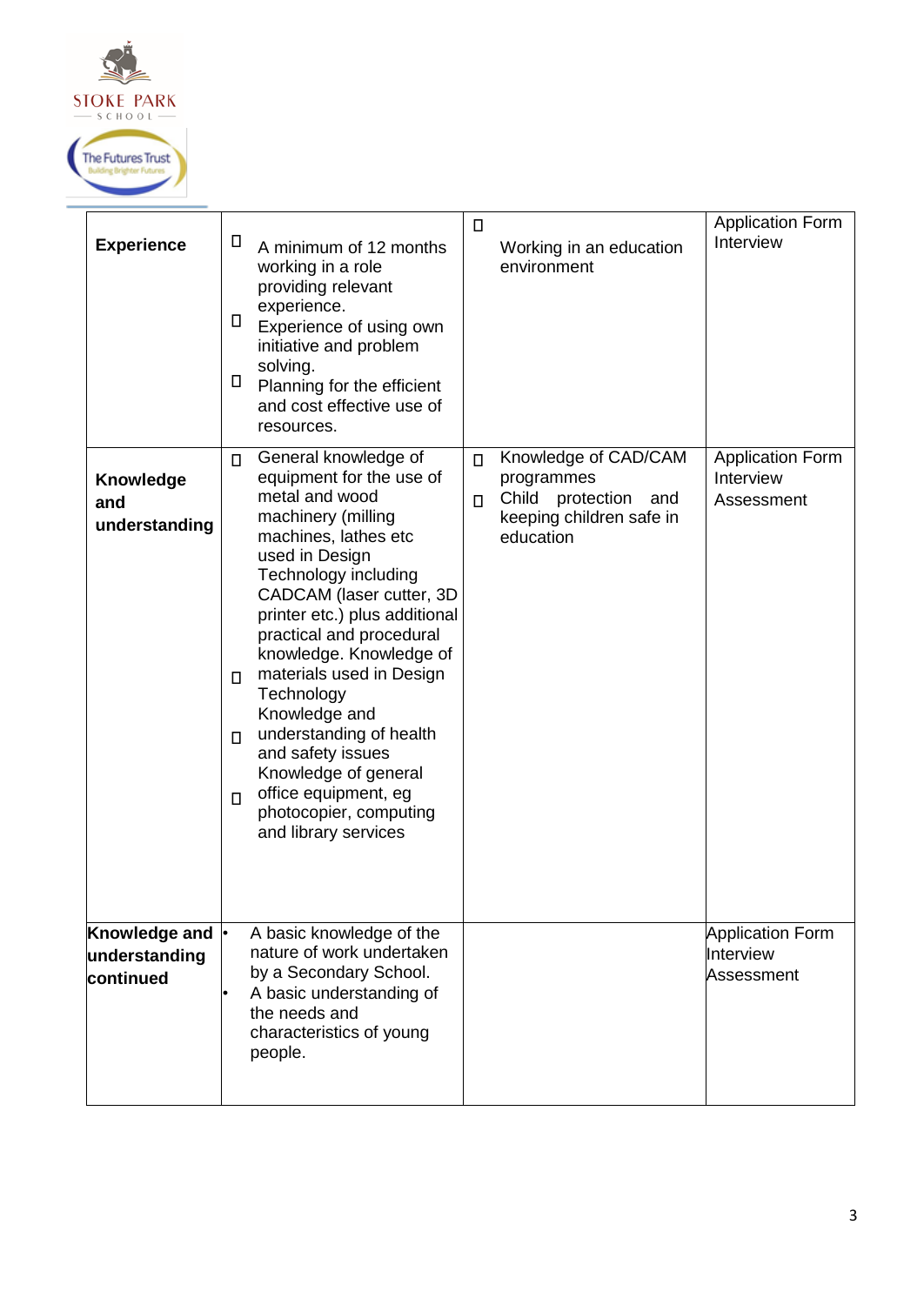| Experience | • A minimum of 12 months working in a role providing relevant experience.<br>• Experience of using own initiative and problem solving.<br>• Planning for the efficient and cost effective use of resources. | • Working in an education environment | Application Form<br>Interview |
|---|---|---|---|
| Knowledge and understanding | • General knowledge of equipment for the use of metal and wood machinery (milling machines, lathes etc used in Design Technology including CADCAM (laser cutter, 3D printer etc.) plus additional practical and procedural knowledge.<br>• Knowledge of materials used in Design Technology<br>• Knowledge and understanding of health and safety issues<br>• Knowledge of general office equipment, eg photocopier, computing and library services | • Knowledge of CAD/CAM programmes<br>• Child protection and keeping children safe in education | Application Form<br>Interview<br>Assessment |
| Knowledge and understanding continued | • A basic knowledge of the nature of work undertaken by a Secondary School.<br>• A basic understanding of the needs and characteristics of young people. | | Application Form<br>Interview<br>Assessment |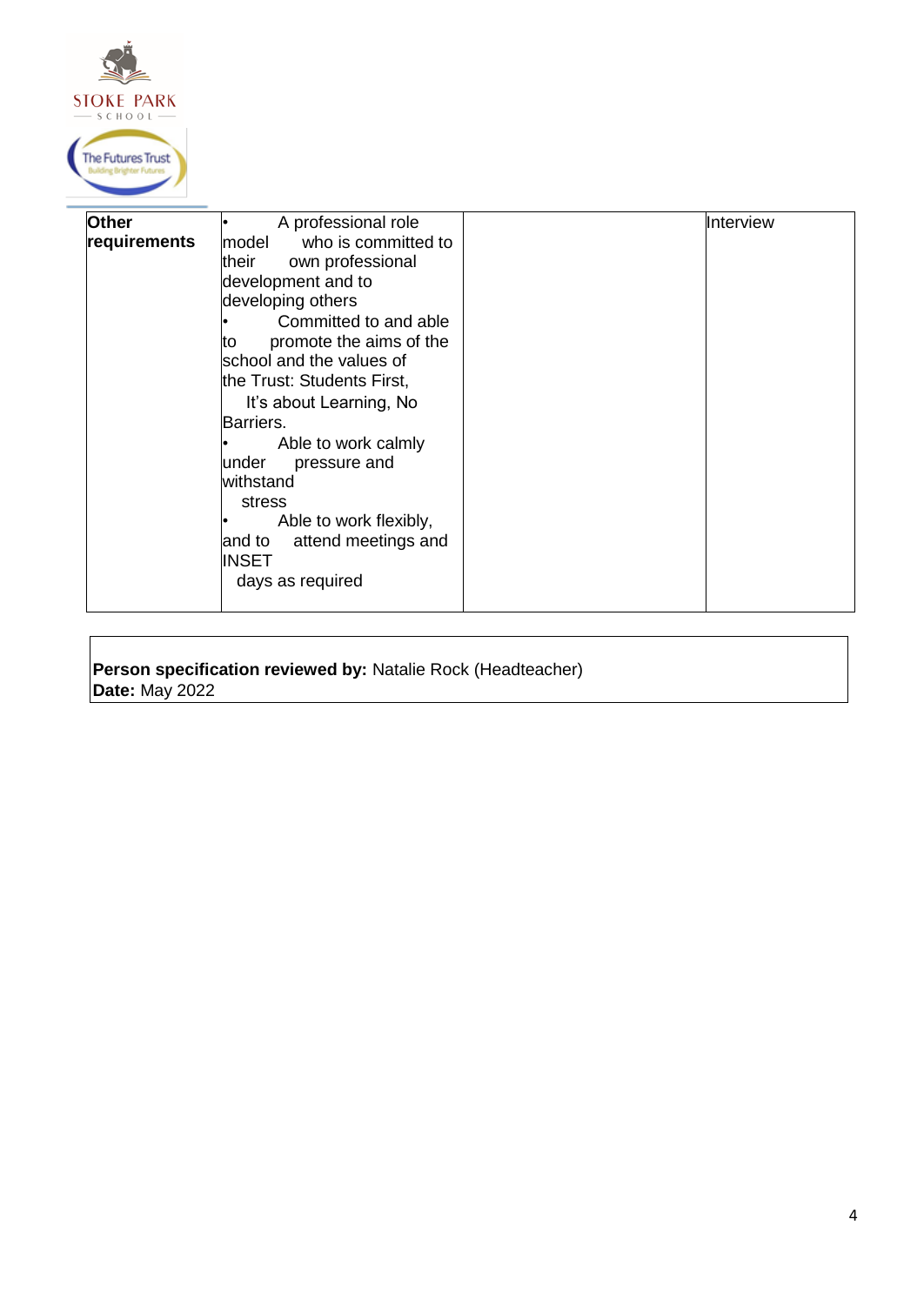| | | | |
|---|---|---|---|
| **Other requirements** | • A professional role model who is committed to their own professional development and to developing others<br>• Committed to and able to promote the aims of the school and the values of the Trust: Students First, It's about Learning, No Barriers.<br>• Able to work calmly under pressure and withstand stress<br>• Able to work flexibly, and to attend meetings and INSET days as required | | Interview |

**Person specification reviewed by:** Natalie Rock (Headteacher)
**Date:** May 2022